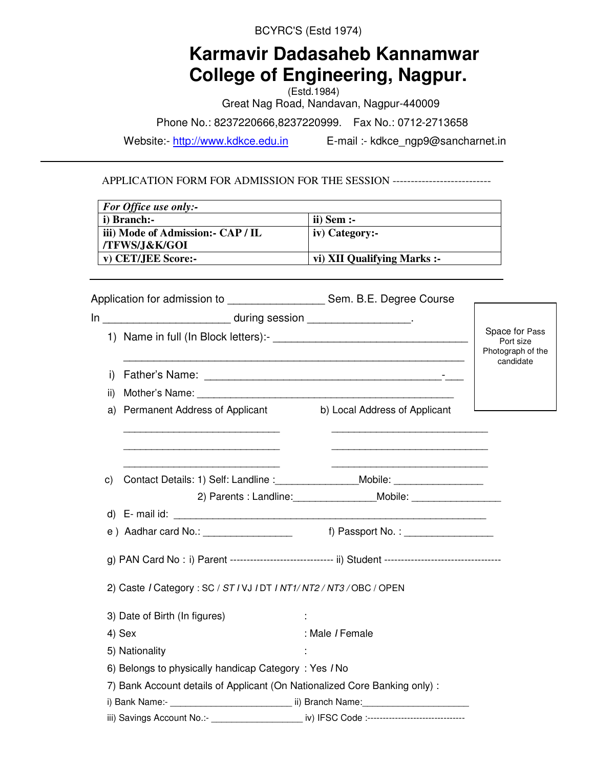BCYRC'S (Estd 1974)

# Karmavir Dadasaheb Kannamwar College of Engineering, Nagpur.

(Estd.1984)

Great Nag Road, Nandavan, Nagpur-440009

Phone No.: 8237220666,8237220999. Fax No.: 0712-2713658

Website:- http://www.kdkce.edu.in E-mail :- kdkce_ngp9@sancharnet.in

---

APPLICATION FORM FOR ADMISSION FOR THE SESSION ---------------------------

| ***For Office use only:-*** | |
|---|---|
| **i) Branch:-** | **ii) Sem :-** |
| **iii) Mode of Admission:- CAP / IL /TFWS/J&K/GOI** | **iv) Category:-** |
| **v) CET/JEE Score:-** | **vi) XII Qualifying Marks :-** |

---

Application for admission to _______________ Sem. B.E. Degree Course

In ____________________ during session ________________.

Space for Pass Port size Photograph of the candidate

1) Name in full (In Block letters):- ________________________________
   ________________________________________________________

i) Father's Name: ________________________________________-___

ii) Mother's Name: ____________________________________________

a) Permanent Address of Applicant b) Local Address of Applicant

___________________________ ___________________________

___________________________ ___________________________

___________________________ ___________________________

c) Contact Details: 1) Self: Landline :______________Mobile: ________________

2) Parents : Landline:______________Mobile: ________________

d) E- mail id: _______________________________________________________

e ) Aadhar card No.: _______________ f) Passport No. : _______________

g) PAN Card No : i) Parent ------------------------------ ii) Student -----------------------------------

2) Caste / Category : SC / *ST* / VJ / DT / *NT1/ NT2 / NT3 /* OBC / OPEN

3) Date of Birth (In figures) :

4) Sex : Male / Female

5) Nationality :

6) Belongs to physically handicap Category : Yes / No

7) Bank Account details of Applicant (On Nationalized Core Banking only) :

i) Bank Name:- ______________________ ii) Branch Name:____________________

iii) Savings Account No.:- _________________ iv) IFSC Code :-------------------------------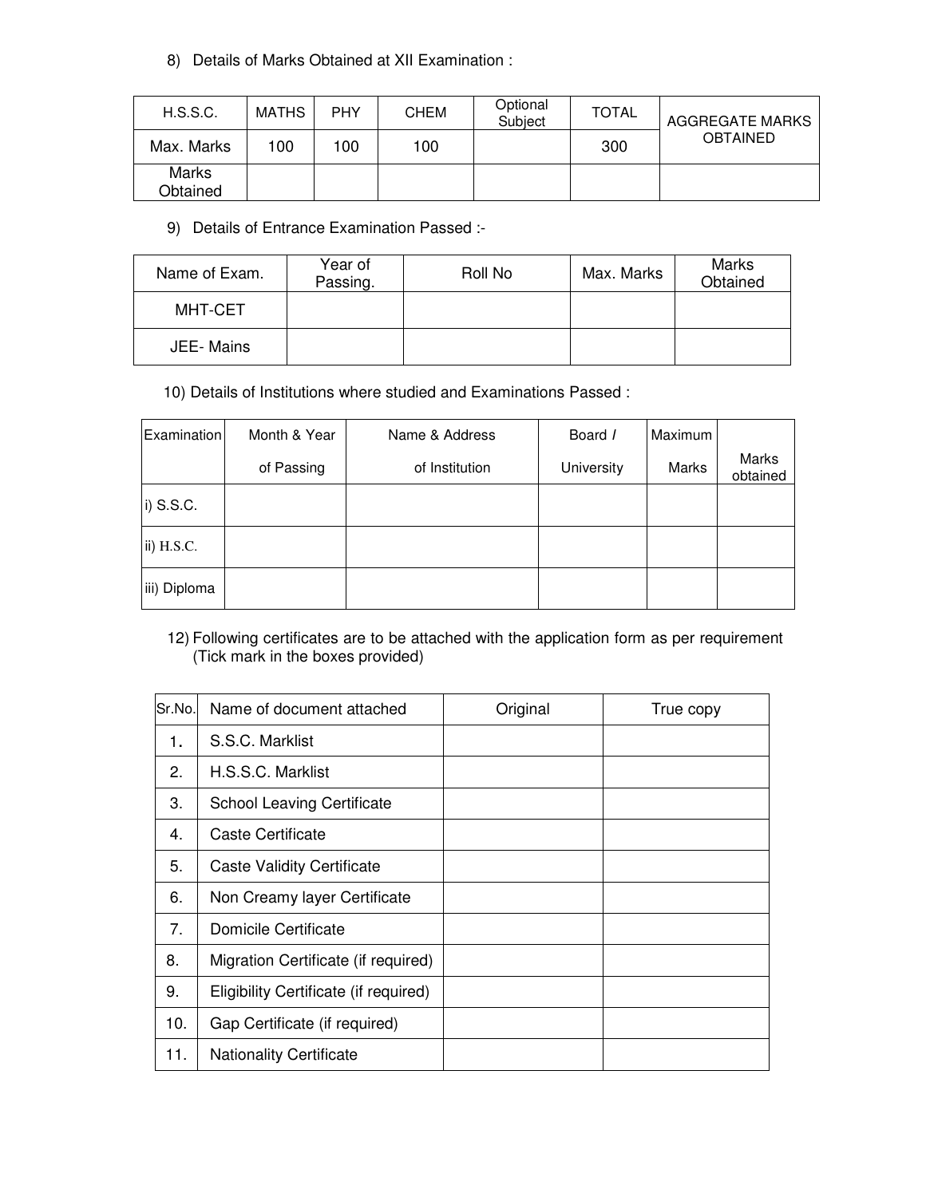8) Details of Marks Obtained at XII Examination :

| H.S.S.C. | MATHS | PHY | CHEM | Optional Subject | TOTAL | AGGREGATE MARKS OBTAINED |
|---|---|---|---|---|---|---|
| Max. Marks | 100 | 100 | 100 | | 300 | |
| Marks Obtained | | | | | | |

9) Details of Entrance Examination Passed :-

| Name of Exam. | Year of Passing. | Roll No | Max. Marks | Marks Obtained |
|---|---|---|---|---|
| MHT-CET | | | | |
| JEE- Mains | | | | |

10) Details of Institutions where studied and Examinations Passed :

| Examination | Month & Year of Passing | Name & Address of Institution | Board / University | Maximum Marks | Marks obtained |
|---|---|---|---|---|---|
| i) S.S.C. | | | | | |
| ii) H.S.C. | | | | | |
| iii) Diploma | | | | | |

12) Following certificates are to be attached with the application form as per requirement (Tick mark in the boxes provided)

| Sr.No. | Name of document attached | Original | True copy |
|---|---|---|---|
| 1. | S.S.C. Marklist | | |
| 2. | H.S.S.C. Marklist | | |
| 3. | School Leaving Certificate | | |
| 4. | Caste Certificate | | |
| 5. | Caste Validity Certificate | | |
| 6. | Non Creamy layer Certificate | | |
| 7. | Domicile Certificate | | |
| 8. | Migration Certificate (if required) | | |
| 9. | Eligibility Certificate (if required) | | |
| 10. | Gap Certificate (if required) | | |
| 11. | Nationality Certificate | | |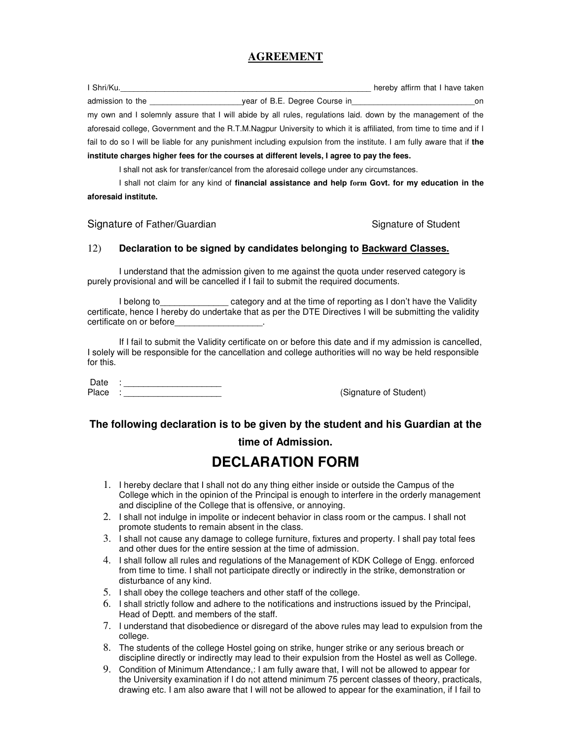# AGREEMENT

I Shri/Ku.____________________________________________________ hereby affirm that I have taken admission to the ____________________year of B.E. Degree Course in___________________________on my own and I solemnly assure that I will abide by all rules, regulations laid. down by the management of the aforesaid college, Government and the R.T.M.Nagpur University to which it is affiliated, from time to time and if I fail to do so I will be liable for any punishment including expulsion from the institute. I am fully aware that if **the institute charges higher fees for the courses at different levels, I agree to pay the fees.**

I shall not ask for transfer/cancel from the aforesaid college under any circumstances.

I shall not claim for any kind of **financial assistance and help form Govt. for my education in the aforesaid institute.**

Signature of Father/Guardian                                        Signature of Student

12) **Declaration to be signed by candidates belonging to <u>Backward Classes.</u>**

I understand that the admission given to me against the quota under reserved category is purely provisional and will be cancelled if I fail to submit the required documents.

I belong to______________ category and at the time of reporting as I don't have the Validity certificate, hence I hereby do undertake that as per the DTE Directives I will be submitting the validity certificate on or before__________________.

If I fail to submit the Validity certificate on or before this date and if my admission is cancelled, I solely will be responsible for the cancellation and college authorities will no way be held responsible for this.

Date : ____________________
Place : ____________________                                        (Signature of Student)

**The following declaration is to be given by the student and his Guardian at the time of Admission.**

# DECLARATION FORM

1. I hereby declare that I shall not do any thing either inside or outside the Campus of the College which in the opinion of the Principal is enough to interfere in the orderly management and discipline of the College that is offensive, or annoying.
2. I shall not indulge in impolite or indecent behavior in class room or the campus. I shall not promote students to remain absent in the class.
3. I shall not cause any damage to college furniture, fixtures and property. I shall pay total fees and other dues for the entire session at the time of admission.
4. I shall follow all rules and regulations of the Management of KDK College of Engg. enforced from time to time. I shall not participate directly or indirectly in the strike, demonstration or disturbance of any kind.
5. I shall obey the college teachers and other staff of the college.
6. I shall strictly follow and adhere to the notifications and instructions issued by the Principal, Head of Deptt. and members of the staff.
7. I understand that disobedience or disregard of the above rules may lead to expulsion from the college.
8. The students of the college Hostel going on strike, hunger strike or any serious breach or discipline directly or indirectly may lead to their expulsion from the Hostel as well as College.
9. Condition of Minimum Attendance,: I am fully aware that, I will not be allowed to appear for the University examination if I do not attend minimum 75 percent classes of theory, practicals, drawing etc. I am also aware that I will not be allowed to appear for the examination, if I fail to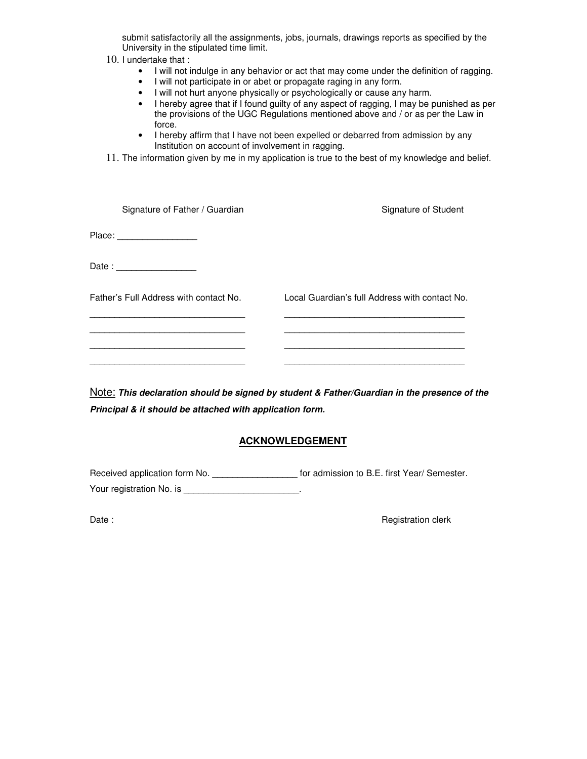submit satisfactorily all the assignments, jobs, journals, drawings reports as specified by the University in the stipulated time limit.

10. I undertake that :
    - I will not indulge in any behavior or act that may come under the definition of ragging.
    - I will not participate in or abet or propagate raging in any form.
    - I will not hurt anyone physically or psychologically or cause any harm.
    - I hereby agree that if I found guilty of any aspect of ragging, I may be punished as per the provisions of the UGC Regulations mentioned above and / or as per the Law in force.
    - I hereby affirm that I have not been expelled or debarred from admission by any Institution on account of involvement in ragging.
11. The information given by me in my application is true to the best of my knowledge and belief.

Signature of Father / Guardian　　　　　　　　　　　　　　Signature of Student

Place: ________________

Date : ________________

Father's Full Address with contact No.　　　　　Local Guardian's full Address with contact No.

______________________________　　　______________________________

______________________________　　　______________________________

______________________________　　　______________________________

______________________________　　　______________________________

Note: ***This declaration should be signed by student & Father/Guardian in the presence of the Principal & it should be attached with application form.***

## ACKNOWLEDGEMENT

Received application form No. ________________ for admission to B.E. first Year/ Semester.

Your registration No. is ______________________.

Date :　　　　　　　　　　　　　　　　　　　　　　　　　　Registration clerk